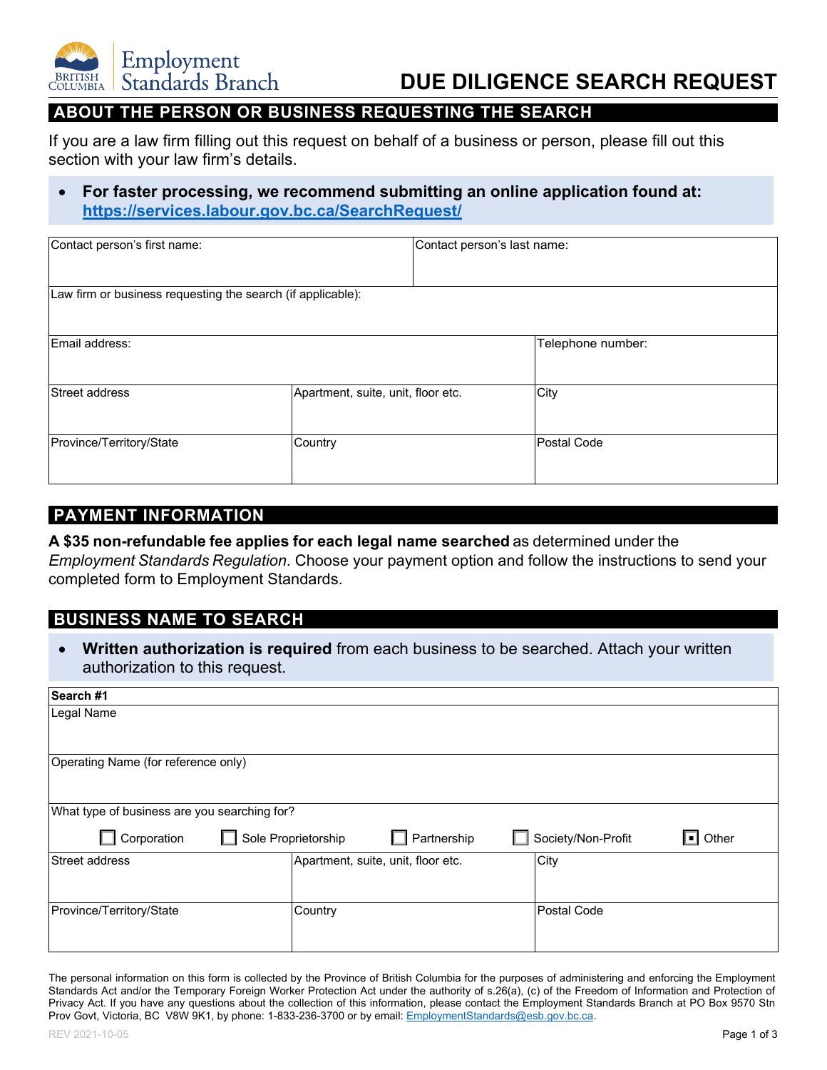Employment Standards Branch

# DUE DILIGENCE SEARCH REQUEST

## ABOUT THE PERSON OR BUSINESS REQUESTING THE SEARCH

If you are a law firm filling out this request on behalf of a business or person, please fill out this section with your law firm's details.

- **For faster processing, we recommend submitting an online application found at: https://services.labour.gov.bc.ca/SearchRequest/**

| Contact person's first name: | | Contact person's last name: |
|---|---|---|
| Law firm or business requesting the search (if applicable): | | |
| Email address: | | Telephone number: |
| Street address | Apartment, suite, unit, floor etc. | City |
| Province/Territory/State | Country | Postal Code |

## PAYMENT INFORMATION

**A $35 non-refundable fee applies for each legal name searched** as determined under the *Employment Standards Regulation*. Choose your payment option and follow the instructions to send your completed form to Employment Standards.

## BUSINESS NAME TO SEARCH

- **Written authorization is required** from each business to be searched. Attach your written authorization to this request.

| **Search #1** | | |
|---|---|---|
| Legal Name | | |
| Operating Name (for reference only) | | |
| What type of business are you searching for? ☐ Corporation ☐ Sole Proprietorship ☐ Partnership ☐ Society/Non-Profit ☒ Other | | |
| Street address | Apartment, suite, unit, floor etc. | City |
| Province/Territory/State | Country | Postal Code |

The personal information on this form is collected by the Province of British Columbia for the purposes of administering and enforcing the Employment Standards Act and/or the Temporary Foreign Worker Protection Act under the authority of s.26(a), (c) of the Freedom of Information and Protection of Privacy Act. If you have any questions about the collection of this information, please contact the Employment Standards Branch at PO Box 9570 Stn Prov Govt, Victoria, BC V8W 9K1, by phone: 1-833-236-3700 or by email: EmploymentStandards@esb.gov.bc.ca.

REV 2021-10-05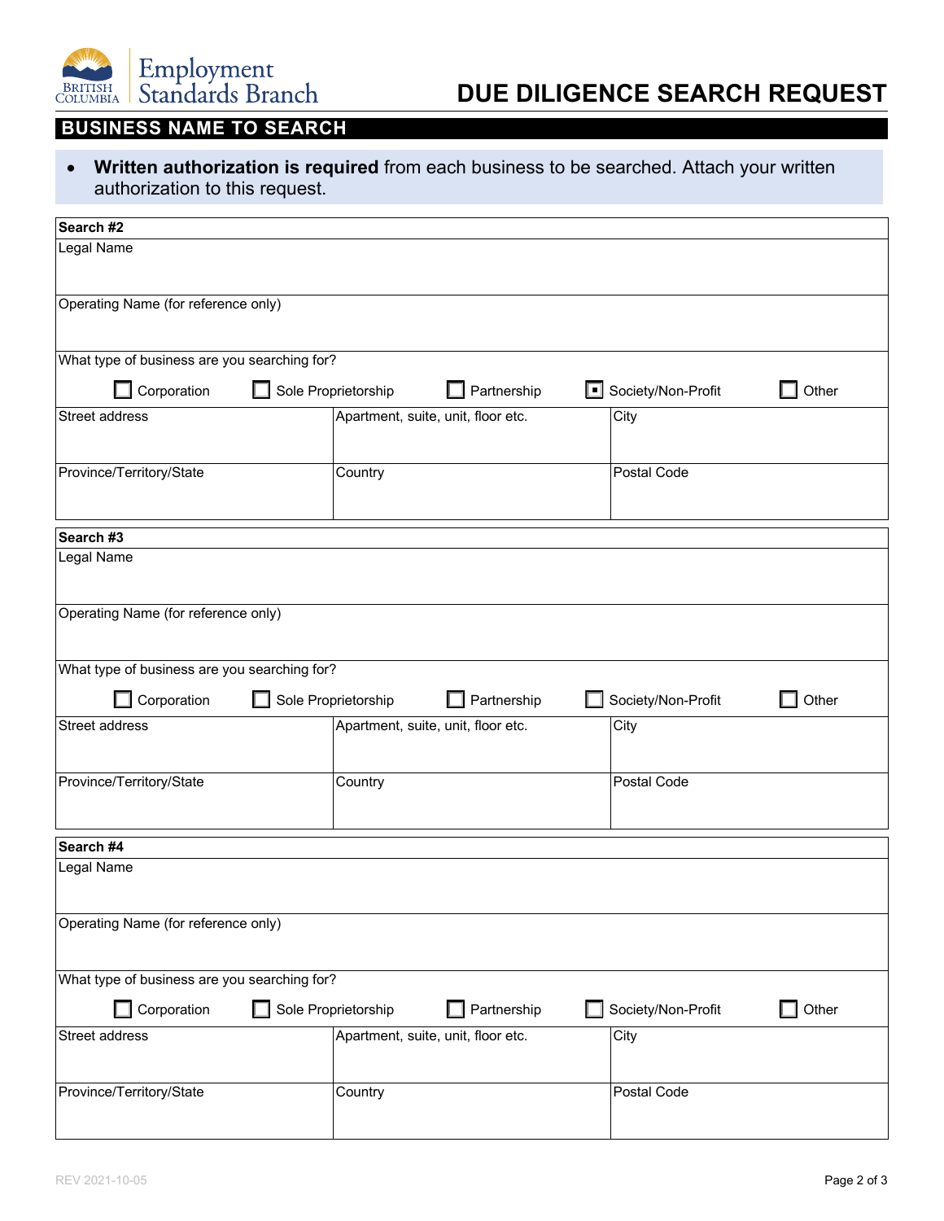# DUE DILIGENCE SEARCH REQUEST

## BUSINESS NAME TO SEARCH

- **Written authorization is required** from each business to be searched. Attach your written authorization to this request.

**Search #2**

Legal Name

Operating Name (for reference only)

What type of business are you searching for?

☐ Corporation ☐ Sole Proprietorship ☐ Partnership ☒ Society/Non-Profit ☐ Other

| Street address | Apartment, suite, unit, floor etc. | City |
|---|---|---|
| **Province/Territory/State** | **Country** | **Postal Code** |
| | | |

**Search #3**

Legal Name

Operating Name (for reference only)

What type of business are you searching for?

☐ Corporation ☐ Sole Proprietorship ☐ Partnership ☐ Society/Non-Profit ☐ Other

| Street address | Apartment, suite, unit, floor etc. | City |
|---|---|---|
| **Province/Territory/State** | **Country** | **Postal Code** |
| | | |

**Search #4**

Legal Name

Operating Name (for reference only)

What type of business are you searching for?

☐ Corporation ☐ Sole Proprietorship ☐ Partnership ☐ Society/Non-Profit ☐ Other

| Street address | Apartment, suite, unit, floor etc. | City |
|---|---|---|
| **Province/Territory/State** | **Country** | **Postal Code** |
| | | |

REV 2021-10-05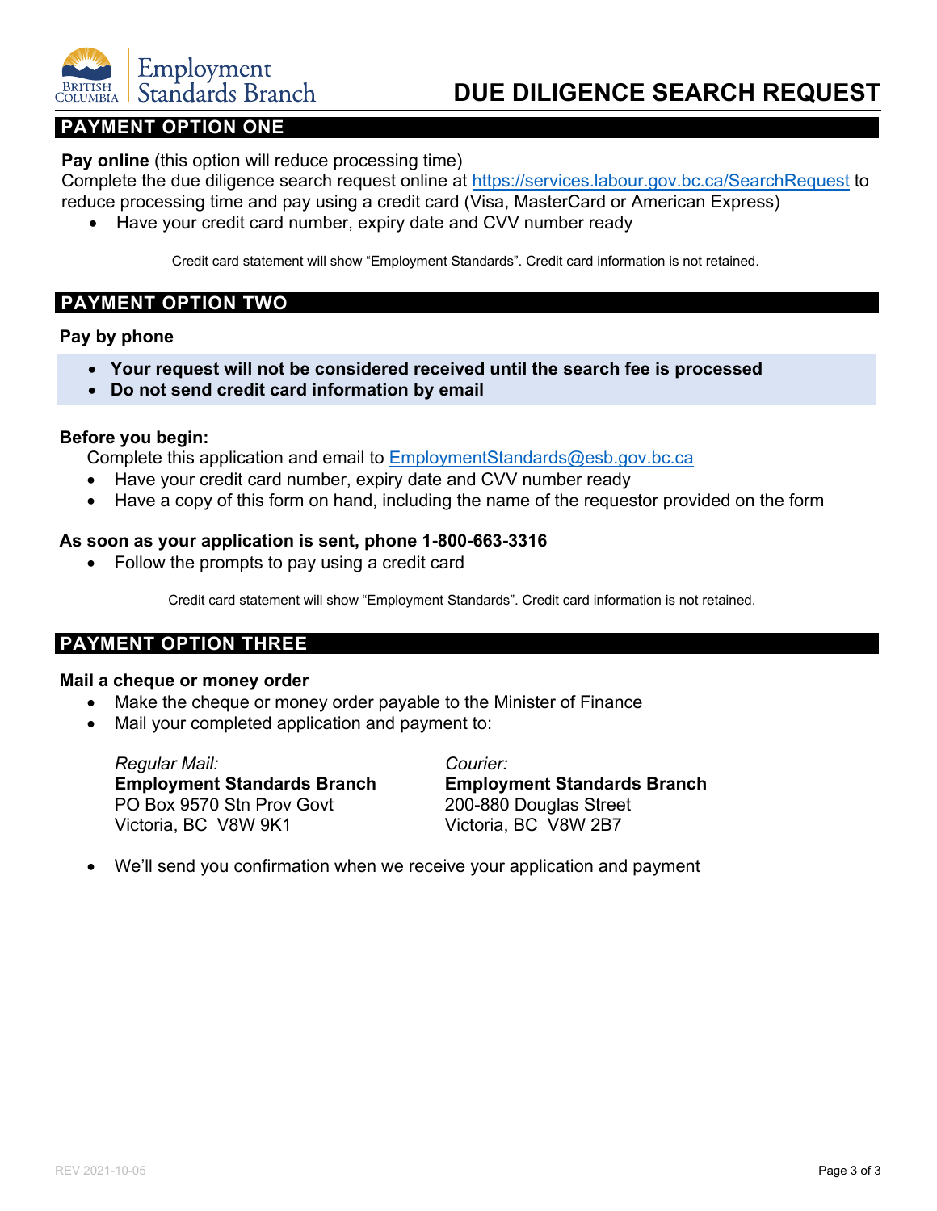# DUE DILIGENCE SEARCH REQUEST

## PAYMENT OPTION ONE

**Pay online** (this option will reduce processing time)
Complete the due diligence search request online at https://services.labour.gov.bc.ca/SearchRequest to reduce processing time and pay using a credit card (Visa, MasterCard or American Express)

- Have your credit card number, expiry date and CVV number ready

Credit card statement will show "Employment Standards". Credit card information is not retained.

## PAYMENT OPTION TWO

**Pay by phone**

- **Your request will not be considered received until the search fee is processed**
- **Do not send credit card information by email**

**Before you begin:**

Complete this application and email to EmploymentStandards@esb.gov.bc.ca

- Have your credit card number, expiry date and CVV number ready
- Have a copy of this form on hand, including the name of the requestor provided on the form

**As soon as your application is sent, phone 1-800-663-3316**

- Follow the prompts to pay using a credit card

Credit card statement will show "Employment Standards". Credit card information is not retained.

## PAYMENT OPTION THREE

**Mail a cheque or money order**

- Make the cheque or money order payable to the Minister of Finance
- Mail your completed application and payment to:

*Regular Mail:*
**Employment Standards Branch**
PO Box 9570 Stn Prov Govt
Victoria, BC V8W 9K1

*Courier:*
**Employment Standards Branch**
200-880 Douglas Street
Victoria, BC V8W 2B7

- We'll send you confirmation when we receive your application and payment

REV 2021-10-05